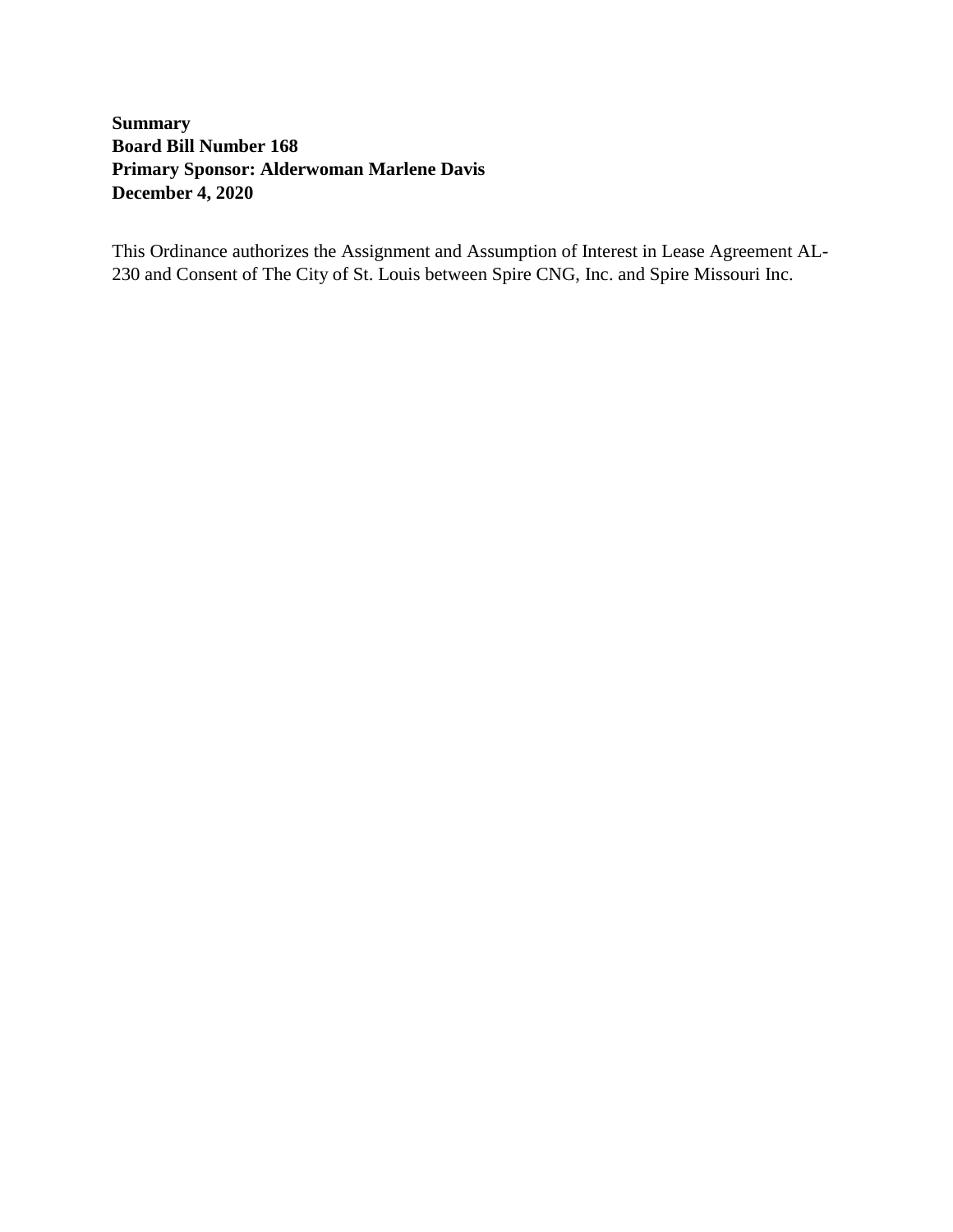**Summary**
**Board Bill Number 168**
**Primary Sponsor: Alderwoman Marlene Davis**
**December 4, 2020**

This Ordinance authorizes the Assignment and Assumption of Interest in Lease Agreement AL-230 and Consent of The City of St. Louis between Spire CNG, Inc. and Spire Missouri Inc.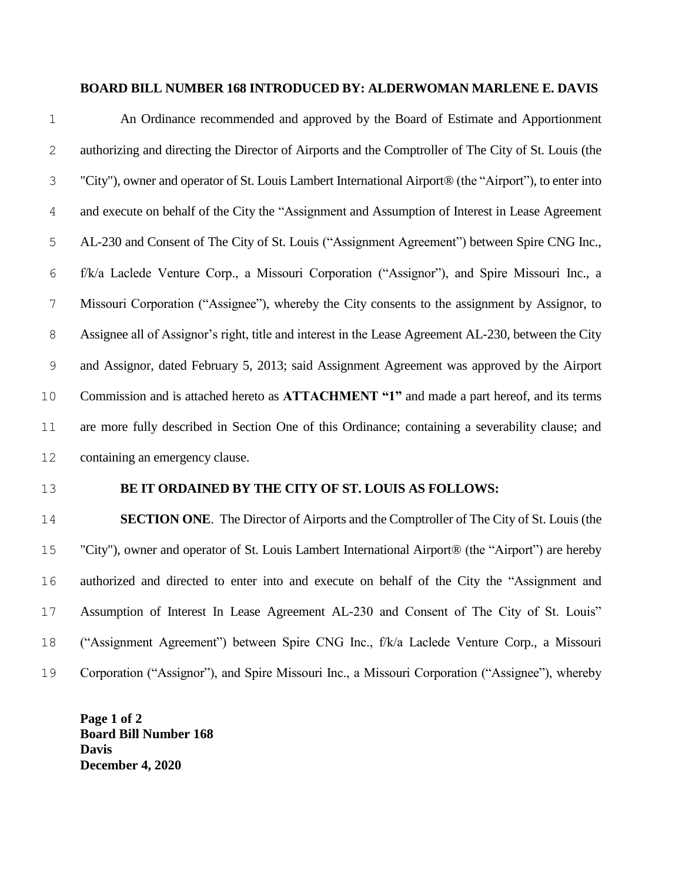**BOARD BILL NUMBER 168 INTRODUCED BY: ALDERWOMAN MARLENE E. DAVIS**

An Ordinance recommended and approved by the Board of Estimate and Apportionment authorizing and directing the Director of Airports and the Comptroller of The City of St. Louis (the "City"), owner and operator of St. Louis Lambert International Airport® (the "Airport"), to enter into and execute on behalf of the City the "Assignment and Assumption of Interest in Lease Agreement AL-230 and Consent of The City of St. Louis ("Assignment Agreement") between Spire CNG Inc., f/k/a Laclede Venture Corp., a Missouri Corporation ("Assignor"), and Spire Missouri Inc., a Missouri Corporation ("Assignee"), whereby the City consents to the assignment by Assignor, to Assignee all of Assignor's right, title and interest in the Lease Agreement AL-230, between the City and Assignor, dated February 5, 2013; said Assignment Agreement was approved by the Airport Commission and is attached hereto as **ATTACHMENT "1"** and made a part hereof, and its terms are more fully described in Section One of this Ordinance; containing a severability clause; and containing an emergency clause.

**BE IT ORDAINED BY THE CITY OF ST. LOUIS AS FOLLOWS:**

**SECTION ONE**. The Director of Airports and the Comptroller of The City of St. Louis (the "City"), owner and operator of St. Louis Lambert International Airport® (the "Airport") are hereby authorized and directed to enter into and execute on behalf of the City the "Assignment and Assumption of Interest In Lease Agreement AL-230 and Consent of The City of St. Louis" ("Assignment Agreement") between Spire CNG Inc., f/k/a Laclede Venture Corp., a Missouri Corporation ("Assignor"), and Spire Missouri Inc., a Missouri Corporation ("Assignee"), whereby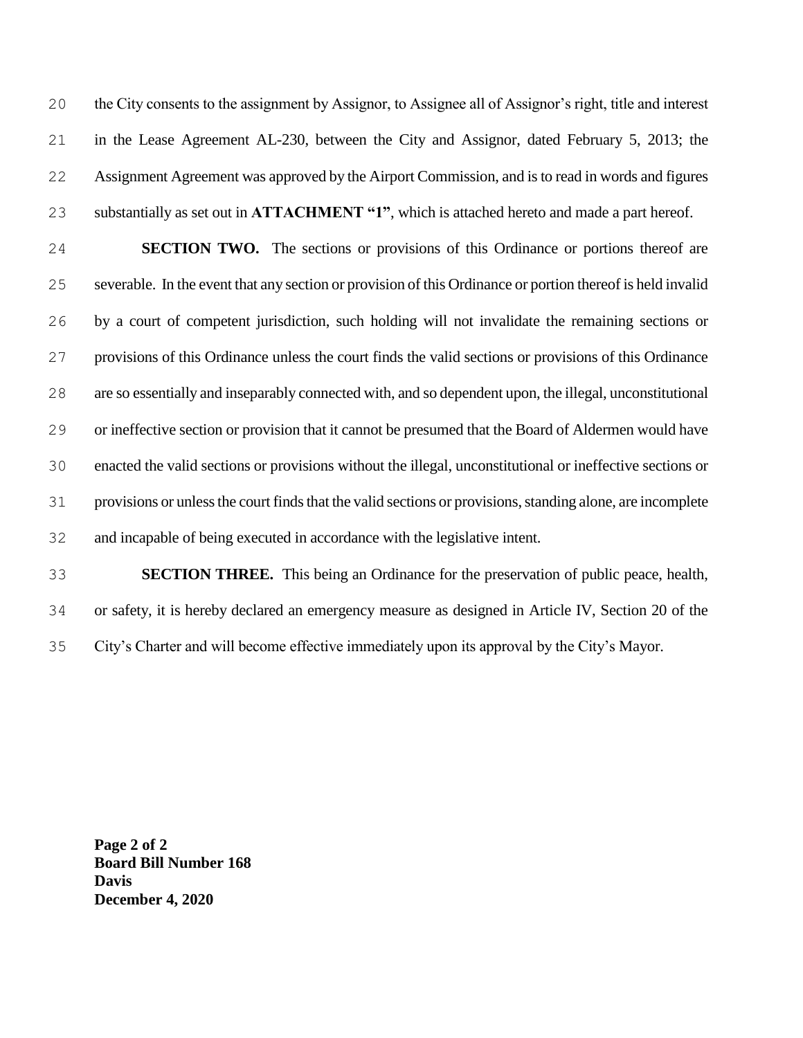the City consents to the assignment by Assignor, to Assignee all of Assignor's right, title and interest in the Lease Agreement AL-230, between the City and Assignor, dated February 5, 2013; the Assignment Agreement was approved by the Airport Commission, and is to read in words and figures substantially as set out in **ATTACHMENT "1"**, which is attached hereto and made a part hereof.

**SECTION TWO.** The sections or provisions of this Ordinance or portions thereof are severable. In the event that any section or provision of this Ordinance or portion thereof is held invalid by a court of competent jurisdiction, such holding will not invalidate the remaining sections or provisions of this Ordinance unless the court finds the valid sections or provisions of this Ordinance are so essentially and inseparably connected with, and so dependent upon, the illegal, unconstitutional or ineffective section or provision that it cannot be presumed that the Board of Aldermen would have enacted the valid sections or provisions without the illegal, unconstitutional or ineffective sections or provisions or unless the court finds that the valid sections or provisions, standing alone, are incomplete and incapable of being executed in accordance with the legislative intent.

**SECTION THREE.** This being an Ordinance for the preservation of public peace, health, or safety, it is hereby declared an emergency measure as designed in Article IV, Section 20 of the City's Charter and will become effective immediately upon its approval by the City's Mayor.

**Board Bill Number 168**
**Davis**
**December 4, 2020**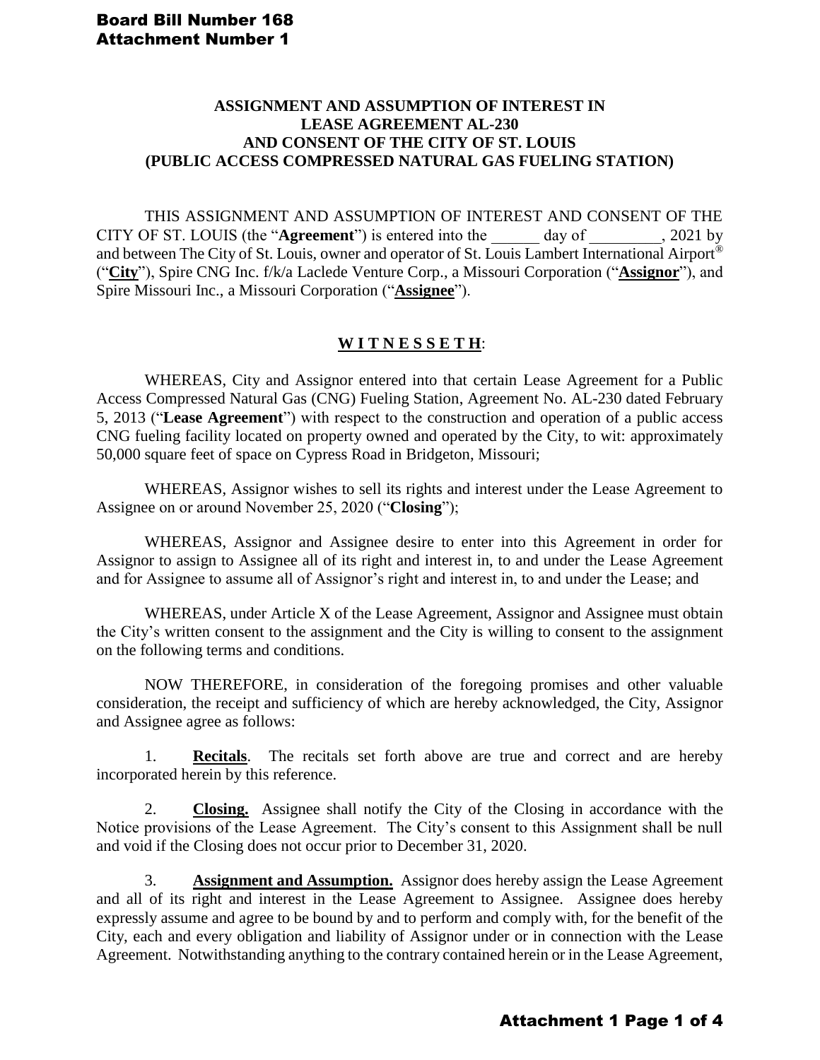**Board Bill Number 168**
**Attachment Number 1**

**ASSIGNMENT AND ASSUMPTION OF INTEREST IN LEASE AGREEMENT AL-230 AND CONSENT OF THE CITY OF ST. LOUIS (PUBLIC ACCESS COMPRESSED NATURAL GAS FUELING STATION)**

THIS ASSIGNMENT AND ASSUMPTION OF INTEREST AND CONSENT OF THE CITY OF ST. LOUIS (the "**Agreement**") is entered into the ______ day of _________, 2021 by and between The City of St. Louis, owner and operator of St. Louis Lambert International Airport® ("**City**"), Spire CNG Inc. f/k/a Laclede Venture Corp., a Missouri Corporation ("**Assignor**"), and Spire Missouri Inc., a Missouri Corporation ("**Assignee**").

**W I T N E S S E T H**:

WHEREAS, City and Assignor entered into that certain Lease Agreement for a Public Access Compressed Natural Gas (CNG) Fueling Station, Agreement No. AL-230 dated February 5, 2013 ("**Lease Agreement**") with respect to the construction and operation of a public access CNG fueling facility located on property owned and operated by the City, to wit: approximately 50,000 square feet of space on Cypress Road in Bridgeton, Missouri;

WHEREAS, Assignor wishes to sell its rights and interest under the Lease Agreement to Assignee on or around November 25, 2020 ("**Closing**");

WHEREAS, Assignor and Assignee desire to enter into this Agreement in order for Assignor to assign to Assignee all of its right and interest in, to and under the Lease Agreement and for Assignee to assume all of Assignor's right and interest in, to and under the Lease; and

WHEREAS, under Article X of the Lease Agreement, Assignor and Assignee must obtain the City's written consent to the assignment and the City is willing to consent to the assignment on the following terms and conditions.

NOW THEREFORE, in consideration of the foregoing promises and other valuable consideration, the receipt and sufficiency of which are hereby acknowledged, the City, Assignor and Assignee agree as follows:

1. **Recitals**. The recitals set forth above are true and correct and are hereby incorporated herein by this reference.

2. **Closing.** Assignee shall notify the City of the Closing in accordance with the Notice provisions of the Lease Agreement. The City's consent to this Assignment shall be null and void if the Closing does not occur prior to December 31, 2020.

3. **Assignment and Assumption.** Assignor does hereby assign the Lease Agreement and all of its right and interest in the Lease Agreement to Assignee. Assignee does hereby expressly assume and agree to be bound by and to perform and comply with, for the benefit of the City, each and every obligation and liability of Assignor under or in connection with the Lease Agreement. Notwithstanding anything to the contrary contained herein or in the Lease Agreement,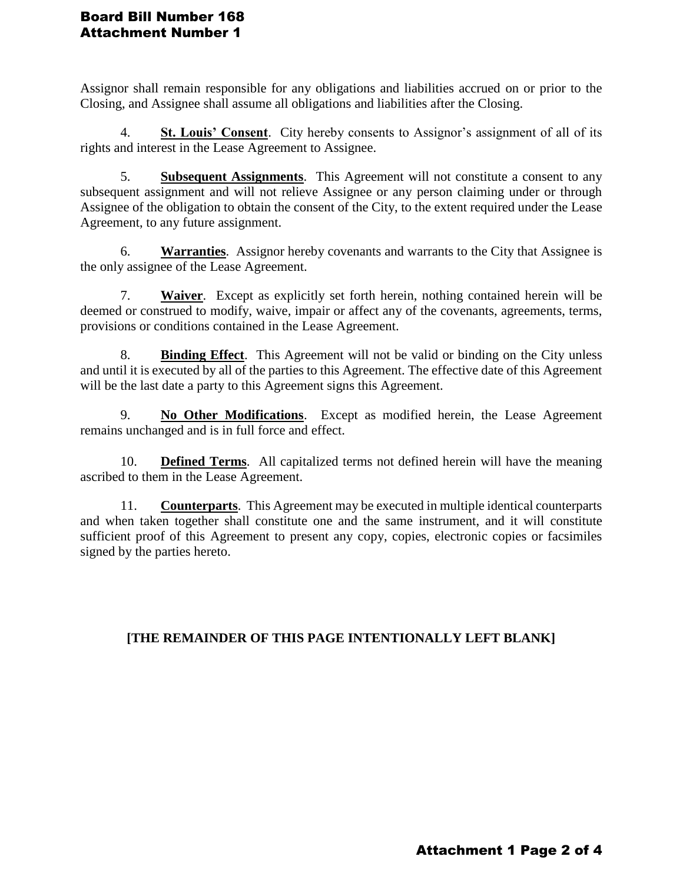Assignor shall remain responsible for any obligations and liabilities accrued on or prior to the Closing, and Assignee shall assume all obligations and liabilities after the Closing.

4. **St. Louis' Consent**. City hereby consents to Assignor's assignment of all of its rights and interest in the Lease Agreement to Assignee.

5. **Subsequent Assignments**. This Agreement will not constitute a consent to any subsequent assignment and will not relieve Assignee or any person claiming under or through Assignee of the obligation to obtain the consent of the City, to the extent required under the Lease Agreement, to any future assignment.

6. **Warranties**. Assignor hereby covenants and warrants to the City that Assignee is the only assignee of the Lease Agreement.

7. **Waiver**. Except as explicitly set forth herein, nothing contained herein will be deemed or construed to modify, waive, impair or affect any of the covenants, agreements, terms, provisions or conditions contained in the Lease Agreement.

8. **Binding Effect**. This Agreement will not be valid or binding on the City unless and until it is executed by all of the parties to this Agreement. The effective date of this Agreement will be the last date a party to this Agreement signs this Agreement.

9. **No Other Modifications**. Except as modified herein, the Lease Agreement remains unchanged and is in full force and effect.

10. **Defined Terms**. All capitalized terms not defined herein will have the meaning ascribed to them in the Lease Agreement.

11. **Counterparts**. This Agreement may be executed in multiple identical counterparts and when taken together shall constitute one and the same instrument, and it will constitute sufficient proof of this Agreement to present any copy, copies, electronic copies or facsimiles signed by the parties hereto.

**[THE REMAINDER OF THIS PAGE INTENTIONALLY LEFT BLANK]**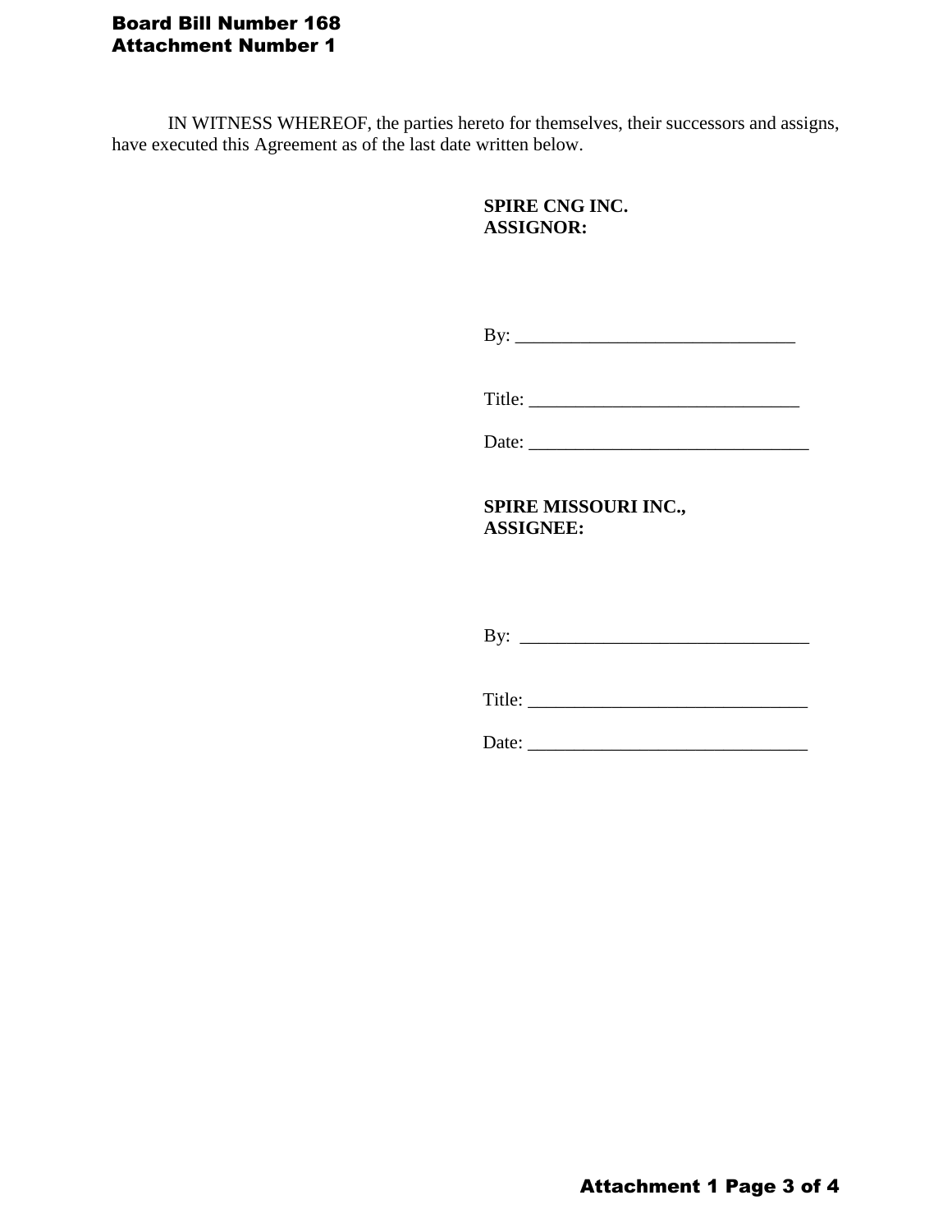**Board Bill Number 168**
**Attachment Number 1**

IN WITNESS WHEREOF, the parties hereto for themselves, their successors and assigns, have executed this Agreement as of the last date written below.

**SPIRE CNG INC.**
**ASSIGNOR:**

By: _______________________________

Title: _____________________________

Date: ______________________________

**SPIRE MISSOURI INC.,**
**ASSIGNEE:**

By: _______________________________

Title: _____________________________

Date: ______________________________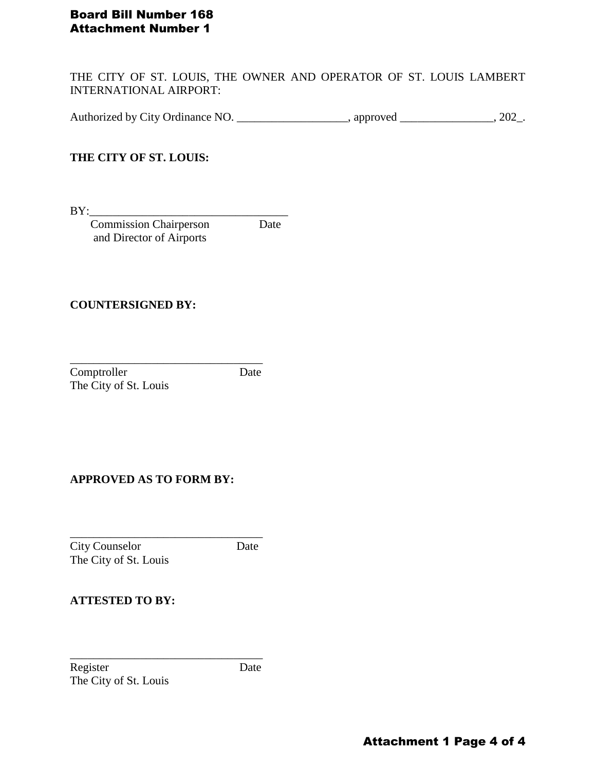**Board Bill Number 168**
**Attachment Number 1**

THE CITY OF ST. LOUIS, THE OWNER AND OPERATOR OF ST. LOUIS LAMBERT INTERNATIONAL AIRPORT:

Authorized by City Ordinance NO. ___________________, approved ________________, 202_.

**THE CITY OF ST. LOUIS:**

BY:__________________________________
Commission Chairperson Date
and Director of Airports

**COUNTERSIGNED BY:**

__________________________________
Comptroller Date
The City of St. Louis

**APPROVED AS TO FORM BY:**

__________________________________
City Counselor Date
The City of St. Louis

**ATTESTED TO BY:**

__________________________________
Register Date
The City of St. Louis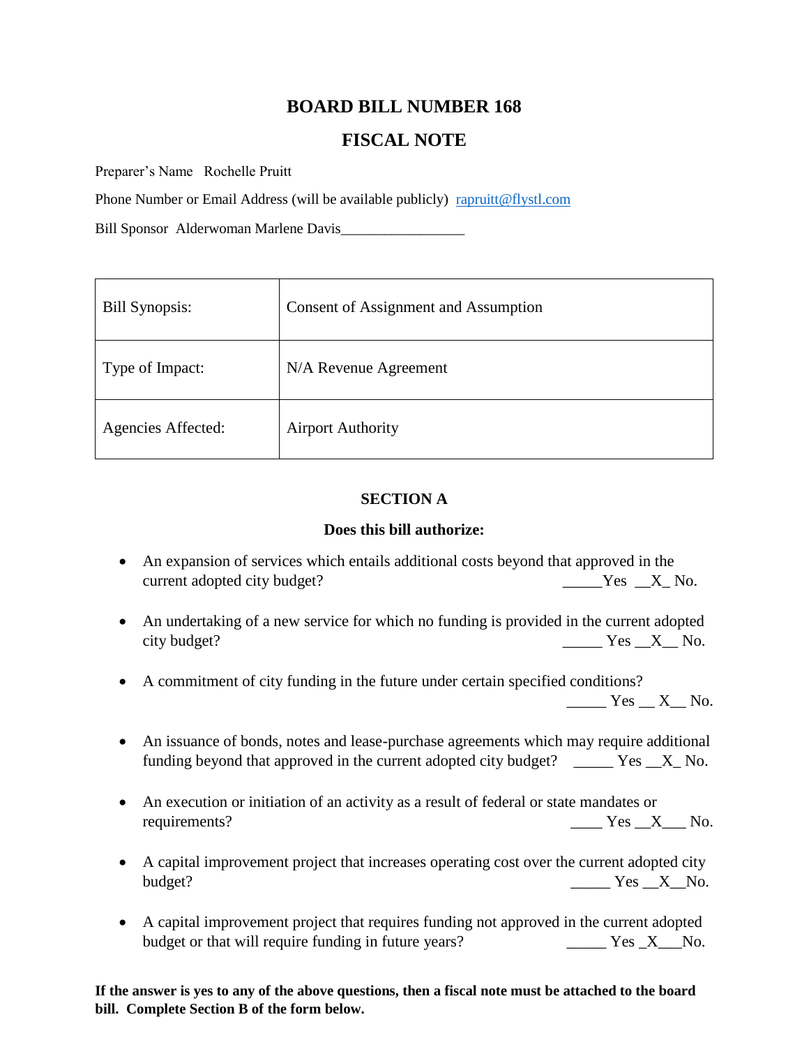# BOARD BILL NUMBER 168

## FISCAL NOTE

Preparer's Name Rochelle Pruitt

Phone Number or Email Address (will be available publicly) rapruitt@flystl.com

Bill Sponsor Alderwoman Marlene Davis_________________

| Bill Synopsis: | Consent of Assignment and Assumption |
|---|---|
| Type of Impact: | N/A Revenue Agreement |
| Agencies Affected: | Airport Authority |

### SECTION A

**Does this bill authorize:**

- An expansion of services which entails additional costs beyond that approved in the current adopted city budget? _____Yes __X_ No.
- An undertaking of a new service for which no funding is provided in the current adopted city budget? _____ Yes __X__ No.
- A commitment of city funding in the future under certain specified conditions? _____ Yes __ X__ No.
- An issuance of bonds, notes and lease-purchase agreements which may require additional funding beyond that approved in the current adopted city budget? _____ Yes __X_ No.
- An execution or initiation of an activity as a result of federal or state mandates or requirements? ____ Yes __X___ No.
- A capital improvement project that increases operating cost over the current adopted city budget? _____ Yes __X__No.
- A capital improvement project that requires funding not approved in the current adopted budget or that will require funding in future years? _____ Yes _X___No.

**If the answer is yes to any of the above questions, then a fiscal note must be attached to the board bill. Complete Section B of the form below.**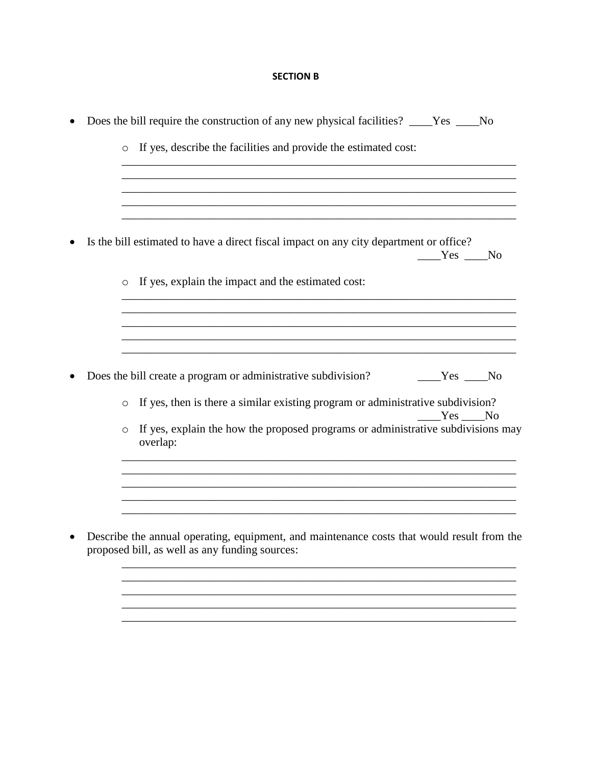**SECTION B**

- Does the bill require the construction of any new physical facilities? ____Yes ____No
  - If yes, describe the facilities and provide the estimated cost:

    ______________________________________________________________________
    ______________________________________________________________________
    ______________________________________________________________________
    ______________________________________________________________________
    ______________________________________________________________________

- Is the bill estimated to have a direct fiscal impact on any city department or office? ____Yes ____No
  - If yes, explain the impact and the estimated cost:

    ______________________________________________________________________
    ______________________________________________________________________
    ______________________________________________________________________
    ______________________________________________________________________
    ______________________________________________________________________

- Does the bill create a program or administrative subdivision? ____Yes ____No
  - If yes, then is there a similar existing program or administrative subdivision? ____Yes ____No
  - If yes, explain the how the proposed programs or administrative subdivisions may overlap:

    ______________________________________________________________________
    ______________________________________________________________________
    ______________________________________________________________________
    ______________________________________________________________________
    ______________________________________________________________________

- Describe the annual operating, equipment, and maintenance costs that would result from the proposed bill, as well as any funding sources:

  ______________________________________________________________________
  ______________________________________________________________________
  ______________________________________________________________________
  ______________________________________________________________________
  ______________________________________________________________________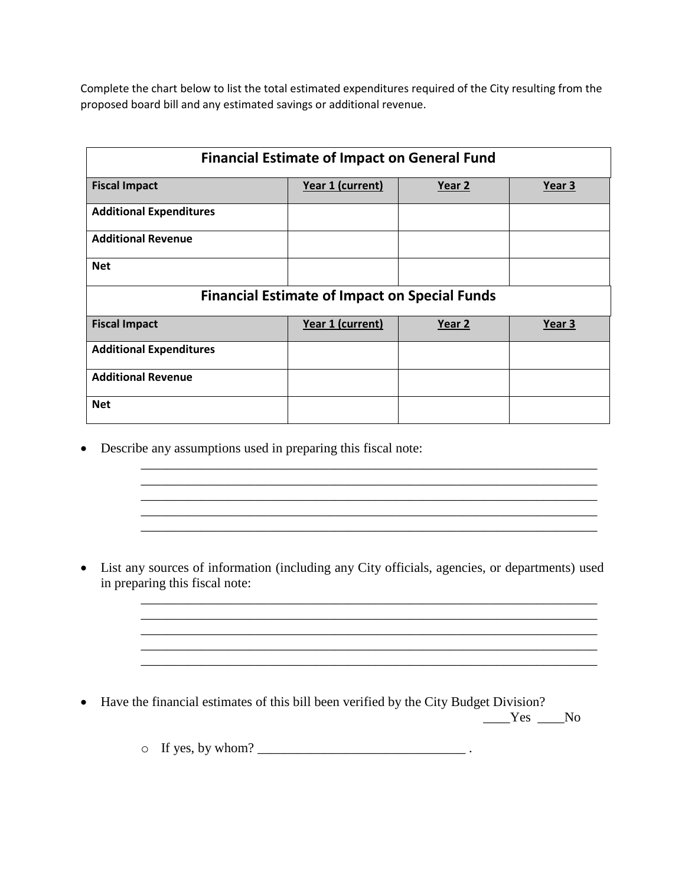Complete the chart below to list the total estimated expenditures required of the City resulting from the proposed board bill and any estimated savings or additional revenue.

| Financial Estimate of Impact on General Fund | | | |
|---|---|---|---|
| **Fiscal Impact** | **Year 1 (current)** | **Year 2** | **Year 3** |
| **Additional Expenditures** | | | |
| **Additional Revenue** | | | |
| **Net** | | | |

| Financial Estimate of Impact on Special Funds | | | |
|---|---|---|---|
| **Fiscal Impact** | **Year 1 (current)** | **Year 2** | **Year 3** |
| **Additional Expenditures** | | | |
| **Additional Revenue** | | | |
| **Net** | | | |

- Describe any assumptions used in preparing this fiscal note:

  ______________________________________________________________________
  ______________________________________________________________________
  ______________________________________________________________________
  ______________________________________________________________________
  ______________________________________________________________________

- List any sources of information (including any City officials, agencies, or departments) used in preparing this fiscal note:

  ______________________________________________________________________
  ______________________________________________________________________
  ______________________________________________________________________
  ______________________________________________________________________
  ______________________________________________________________________

- Have the financial estimates of this bill been verified by the City Budget Division?

  ____Yes ____No

  - If yes, by whom? ________________________________ .